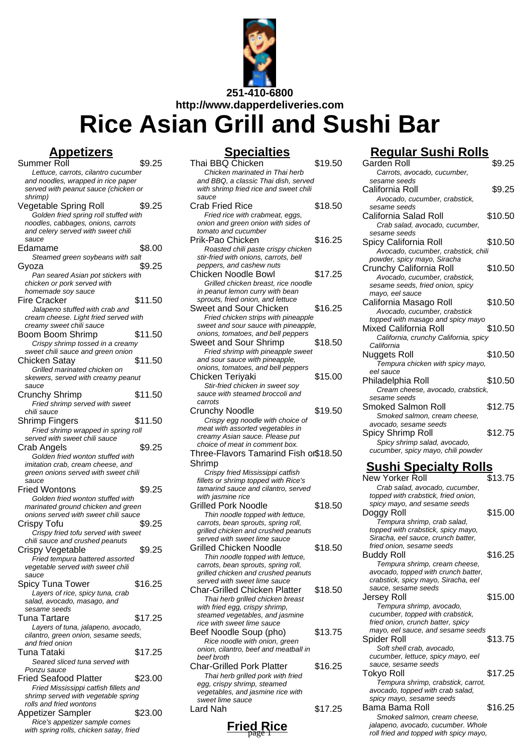251-410-6800

http://www.dapperdeliveries.com

# Rice Asian Grill and Sushi Bar

## Appetizers

**Summer Roll** $9.25
*Lettuce, carrots, cilantro cucumber and noodles, wrapped in rice paper served with peanut sauce (chicken or shrimp)*

**Vegetable Spring Roll** $9.25
*Golden fried spring roll stuffed with noodles, cabbages, onions, carrots and celery served with sweet chili sauce*

**Edamame** $8.00
*Steamed green soybeans with salt*

**Gyoza** $9.25
*Pan seared Asian pot stickers with chicken or pork served with homemade soy sauce*

**Fire Cracker** $11.50
*Jalapeno stuffed with crab and cream cheese. Light fried served with creamy sweet chili sauce*

**Boom Boom Shrimp** $11.50
*Crispy shrimp tossed in a creamy sweet chili sauce and green onion*

**Chicken Satay** $11.50
*Grilled marinated chicken on skewers, served with creamy peanut sauce*

**Crunchy Shrimp** $11.50
*Fried shrimp served with sweet chili sauce*

**Shrimp Fingers** $11.50
*Fried shrimp wrapped in spring roll served with sweet chili sauce*

**Crab Angels** $9.25
*Golden fried wonton stuffed with imitation crab, cream cheese, and green onions served with sweet chili sauce*

**Fried Wontons** $9.25
*Golden fried wonton stuffed with marinated ground chicken and green onions served with sweet chili sauce*

**Crispy Tofu** $9.25
*Crispy fried tofu served with sweet chili sauce and crushed peanuts*

**Crispy Vegetable** $9.25
*Fried tempura battered assorted vegetable served with sweet chili sauce*

**Spicy Tuna Tower** $16.25
*Layers of rice, spicy tuna, crab salad, avocado, masago, and sesame seeds*

**Tuna Tartare** $17.25
*Layers of tuna, jalapeno, avocado, cilantro, green onion, sesame seeds, and fried onion*

**Tuna Tataki** $17.25
*Seared sliced tuna served with Ponzu sauce*

**Fried Seafood Platter** $23.00
*Fried Mississippi catfish fillets and shrimp served with vegetable spring rolls and fried wontons*

**Appetizer Sampler** $23.00
*Rice's appetizer sample comes with spring rolls, chicken satay, fried*

## Specialties

**Thai BBQ Chicken** $19.50
*Chicken marinated in Thai herb and BBQ, a classic Thai dish, served with shrimp fried rice and sweet chili sauce*

**Crab Fried Rice** $18.50
*Fried rice with crabmeat, eggs, onion and green onion with sides of tomato and cucumber*

**Prik-Pao Chicken** $16.25
*Roasted chili paste crispy chicken stir-fried with onions, carrots, bell peppers, and cashew nuts*

**Chicken Noodle Bowl** $17.25
*Grilled chicken breast, rice noodle in peanut lemon curry with bean sprouts, fried onion, and lettuce*

**Sweet and Sour Chicken** $16.25
*Fried chicken strips with pineapple sweet and sour sauce with pineapple, onions, tomatoes, and bell peppers*

**Sweet and Sour Shrimp** $18.50
*Fried shrimp with pineapple sweet and sour sauce with pineapple, onions, tomatoes, and bell peppers*

**Chicken Teriyaki** $15.00
*Stir-fried chicken in sweet soy sauce with steamed broccoli and carrots*

**Crunchy Noodle** $19.50
*Crispy egg noodle with choice of meat with assorted vegetables in creamy Asian sauce. Please put choice of meat in comment box.*

**Three-Flavors Tamarind Fish or Shrimp** $18.50
*Crispy fried Mississippi catfish fillets or shrimp topped with Rice's tamarind sauce and cilantro, served with jasmine rice*

**Grilled Pork Noodle** $18.50
*Thin noodle topped with lettuce, carrots, bean sprouts, spring roll, grilled chicken and crushed peanuts served with sweet lime sauce*

**Grilled Chicken Noodle** $18.50
*Thin noodle topped with lettuce, carrots, bean sprouts, spring roll, grilled chicken and crushed peanuts served with sweet lime sauce*

**Char-Grilled Chicken Platter** $18.50
*Thai herb grilled chicken breast with fried egg, crispy shrimp, steamed vegetables, and jasmine rice with sweet lime sauce*

**Beef Noodle Soup (pho)** $13.75
*Rice noodle with onion, green onion, cilantro, beef and meatball in beef broth*

**Char-Grilled Pork Platter** $16.25
*Thai herb grilled pork with fried egg, crispy shrimp, steamed vegetables, and jasmine rice with sweet lime sauce*

**Lard Nah** $17.25

## Fried Rice

## Regular Sushi Rolls

**Garden Roll** $9.25
*Carrots, avocado, cucumber, sesame seeds*

**California Roll** $9.25
*Avocado, cucumber, crabstick, sesame seeds*

**California Salad Roll** $10.50
*Crab salad, avocado, cucumber, sesame seeds*

**Spicy California Roll** $10.50
*Avocado, cucumber, crabstick, chili powder, spicy mayo, Siracha*

**Crunchy California Roll** $10.50
*Avocado, cucumber, crabstick, sesame seeds, fried onion, spicy mayo, eel sauce*

**California Masago Roll** $10.50
*Avocado, cucumber, crabstick topped with masago and spicy mayo*

**Mixed California Roll** $10.50
*California, crunchy California, spicy California*

**Nuggets Roll** $10.50
*Tempura chicken with spicy mayo, eel sauce*

**Philadelphia Roll** $10.50
*Cream cheese, avocado, crabstick, sesame seeds*

**Smoked Salmon Roll** $12.75
*Smoked salmon, cream cheese, avocado, sesame seeds*

**Spicy Shrimp Roll** $12.75
*Spicy shrimp salad, avocado, cucumber, spicy mayo, chili powder*

## Sushi Specialty Rolls

**New Yorker Roll** $13.75
*Crab salad, avocado, cucumber, topped with crabstick, fried onion, spicy mayo, and sesame seeds*

**Doggy Roll** $15.00
*Tempura shrimp, crab salad, topped with crabstick, spicy mayo, Siracha, eel sauce, crunch batter, fried onion, sesame seeds*

**Buddy Roll** $16.25
*Tempura shrimp, cream cheese, avocado, topped with crunch batter, crabstick, spicy mayo, Siracha, eel sauce, sesame seeds*

**Jersey Roll** $15.00
*Tempura shrimp, avocado, cucumber, topped with crabstick, fried onion, crunch batter, spicy mayo, eel sauce, and sesame seeds*

**Spider Roll** $13.75
*Soft shell crab, avocado, cucumber, lettuce, spicy mayo, eel sauce, sesame seeds*

**Tokyo Roll** $17.25
*Tempura shrimp, crabstick, carrot, avocado, topped with crab salad, spicy mayo, sesame seeds*

**Bama Bama Roll** $16.25
*Smoked salmon, cream cheese, jalapeno, avocado, cucumber. Whole roll fried and topped with spicy mayo,*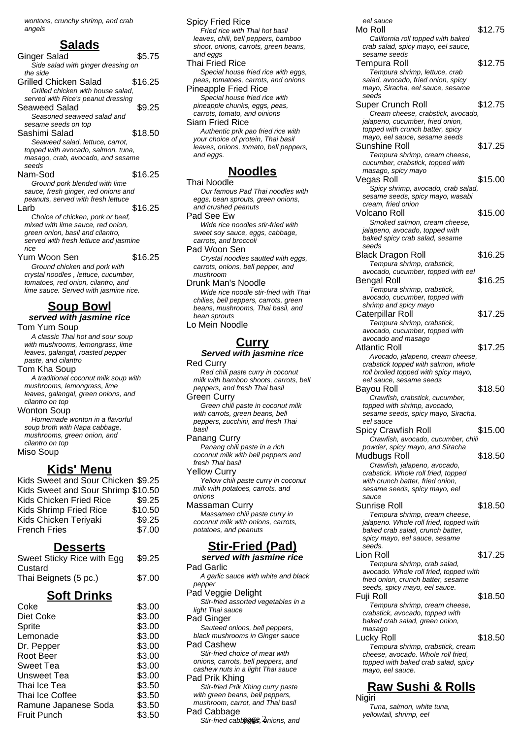*wontons, crunchy shrimp, and crab angels*

## Salads

Ginger Salad $5.75
*Side salad with ginger dressing on the side*

Grilled Chicken Salad $16.25
*Grilled chicken with house salad, served with Rice's peanut dressing*

Seaweed Salad $9.25
*Seasoned seaweed salad and sesame seeds on top*

Sashimi Salad $18.50
*Seaweed salad, lettuce, carrot, topped with avocado, salmon, tuna, masago, crab, avocado, and sesame seeds*

Nam-Sod $16.25
*Ground pork blended with lime sauce, fresh ginger, red onions and peanuts, served with fresh lettuce*

Larb $16.25
*Choice of chicken, pork or beef, mixed with lime sauce, red onion, green onion, basil and cilantro, served with fresh lettuce and jasmine rice*

Yum Woon Sen $16.25
*Ground chicken and pork with crystal noodles , lettuce, cucumber, tomatoes, red onion, cilantro, and lime sauce. Served with jasmine rice.*

## Soup Bowl

***served with jasmine rice***

Tom Yum Soup
*A classic Thai hot and sour soup with mushrooms, lemongrass, lime leaves, galangal, roasted pepper paste, and cilantro*

Tom Kha Soup
*A traditional coconut milk soup with mushrooms, lemongrass, lime leaves, galangal, green onions, and cilantro on top*

Wonton Soup
*Homemade wonton in a flavorful soup broth with Napa cabbage, mushrooms, green onion, and cilantro on top*

Miso Soup

## Kids' Menu

Kids Sweet and Sour Chicken $9.25
Kids Sweet and Sour Shrimp $10.50
Kids Chicken Fried Rice $9.25
Kids Shrimp Fried Rice $10.50
Kids Chicken Teriyaki $9.25
French Fries $7.00

## Desserts

Sweet Sticky Rice with Egg Custard $9.25
Thai Beignets (5 pc.) $7.00

## Soft Drinks

Coke $3.00
Diet Coke $3.00
Sprite $3.00
Lemonade $3.00
Dr. Pepper $3.00
Root Beer $3.00
Sweet Tea $3.00
Unsweet Tea $3.00
Thai Ice Tea $3.50
Thai Ice Coffee $3.50
Ramune Japanese Soda $3.50
Fruit Punch $3.50

Spicy Fried Rice
*Fried rice with Thai hot basil leaves, chili, bell peppers, bamboo shoot, onions, carrots, green beans, and eggs*

Thai Fried Rice
*Special house fried rice with eggs, peas, tomatoes, carrots, and onions*

Pineapple Fried Rice
*Special house fried rice with pineapple chunks, eggs, peas, carrots, tomato, and oinions*

Siam Fried Rice
*Authentic prik pao fried rice with your choice of protein, Thai basil leaves, onions, tomato, bell peppers, and eggs.*

## Noodles

Thai Noodle
*Our famous Pad Thai noodles with eggs, bean sprouts, green onions, and crushed peanuts*

Pad See Ew
*Wide rice noodles stir-fried with sweet soy sauce, eggs, cabbage, carrots, and broccoli*

Pad Woon Sen
*Crystal noodles sautted with eggs, carrots, onions, bell pepper, and mushroom*

Drunk Man's Noodle
*Wide rice noodle stir-fried with Thai chilies, bell peppers, carrots, green beans, mushrooms, Thai basil, and bean sprouts*

Lo Mein Noodle

## Curry

***Served with jasmine rice***

Red Curry
*Red chili paste curry in coconut milk with bamboo shoots, carrots, bell peppers, and fresh Thai basil*

Green Curry
*Green chili paste in coconut milk with carrots, green beans, bell peppers, zucchini, and fresh Thai basil*

Panang Curry
*Panang chili paste in a rich coconut milk with bell peppers and fresh Thai basil*

Yellow Curry
*Yellow chili paste curry in coconut milk with potatoes, carrots, and onions*

Massaman Curry
*Massamen chili paste curry in coconut milk with onions, carrots, potatoes, and peanuts*

## Stir-Fried (Pad)

***served with jasmine rice***

Pad Garlic
*A garlic sauce with white and black pepper*

Pad Veggie Delight
*Stir-fried assorted vegetables in a light Thai sauce*

Pad Ginger
*Sauteed onions, bell peppers, black mushrooms in Ginger sauce*

Pad Cashew
*Stir-fried choice of meat with onions, carrots, bell peppers, and cashew nuts in a light Thai sauce*

Pad Prik Khing
*Stir-fried Prik Khing curry paste with green beans, bell peppers, mushroom, carrot, and Thai basil*

Pad Cabbage
*Stir-fried cabbages, onions, and eel sauce*

Mo Roll $12.75
*California roll topped with baked crab salad, spicy mayo, eel sauce, sesame seeds*

Tempura Roll $12.75
*Tempura shrimp, lettuce, crab salad, avocado, fried onion, spicy mayo, Siracha, eel sauce, sesame seeds*

Super Crunch Roll $12.75
*Cream cheese, crabstick, avocado, jalapeno, cucumber, fried onion, topped with crunch batter, spicy mayo, eel sauce, sesame seeds*

Sunshine Roll $17.25
*Tempura shrimp, cream cheese, cucumber, crabstick, topped with masago, spicy mayo*

Vegas Roll $15.00
*Spicy shrimp, avocado, crab salad, sesame seeds, spicy mayo, wasabi cream, fried onion*

Volcano Roll $15.00
*Smoked salmon, cream cheese, jalapeno, avocado, topped with baked spicy crab salad, sesame seeds*

Black Dragon Roll $16.25
*Tempura shrimp, crabstick, avocado, cucumber, topped with eel*

Bengal Roll $16.25
*Tempura shrimp, crabstick, avocado, cucumber, topped with shrimp and spicy mayo*

Caterpillar Roll $17.25
*Tempura shrimp, crabstick, avocado, cucumber, topped with avocado and masago*

Atlantic Roll $17.25
*Avocado, jalapeno, cream cheese, crabstick topped with salmon, whole roll broiled topped with spicy mayo, eel sauce, sesame seeds*

Bayou Roll $18.50
*Crawfish, crabstick, cucumber, topped with shrimp, avocado, sesame seeds, spicy mayo, Siracha, eel sauce*

Spicy Crawfish Roll $15.00
*Crawfish, avocado, cucumber, chili powder, spicy mayo, and Siracha*

Mudbugs Roll $18.50
*Crawfish, jalapeno, avocado, crabstick. Whole roll fried, topped with crunch batter, fried onion, sesame seeds, spicy mayo, eel sauce*

Sunrise Roll $18.50
*Tempura shrimp, cream cheese, jalapeno. Whole roll fried, topped with baked crab salad, crunch batter, spicy mayo, eel sauce, sesame seeds.*

Lion Roll $17.25
*Tempura shrimp, crab salad, avocado. Whole roll fried, topped with fried onion, crunch batter, sesame seeds, spicy mayo, eel sauce.*

Fuji Roll $18.50
*Tempura shrimp, cream cheese, crabstick, avocado, topped with baked crab salad, green onion, masago*

Lucky Roll $18.50
*Tempura shrimp, crabstick, cream cheese, avocado. Whole roll fried, topped with baked crab salad, spicy mayo, eel sauce.*

## Raw Sushi & Rolls

Nigiri
*Tuna, salmon, white tuna, yellowtail, shrimp, eel*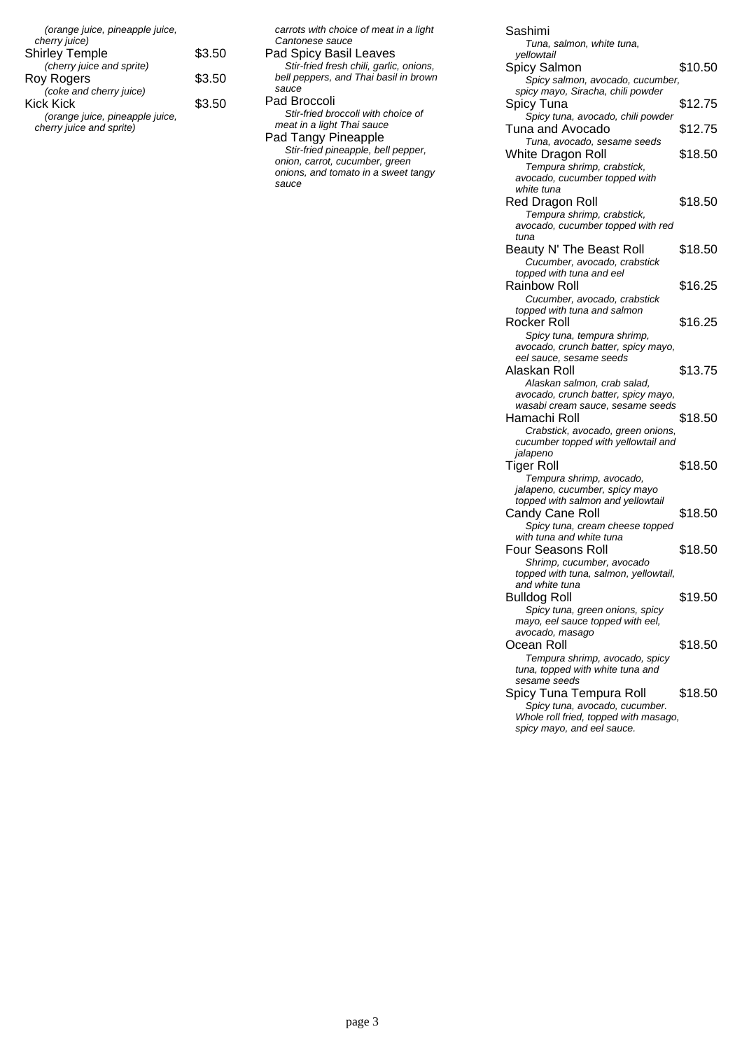(orange juice, pineapple juice, cherry juice)

**Shirley Temple** $3.50
*(cherry juice and sprite)*

**Roy Rogers** $3.50
*(coke and cherry juice)*

**Kick Kick** $3.50
*(orange juice, pineapple juice, cherry juice and sprite)*

*carrots with choice of meat in a light Cantonese sauce*

**Pad Spicy Basil Leaves**
*Stir-fried fresh chili, garlic, onions, bell peppers, and Thai basil in brown sauce*

**Pad Broccoli**
*Stir-fried broccoli with choice of meat in a light Thai sauce*

**Pad Tangy Pineapple**
*Stir-fried pineapple, bell pepper, onion, carrot, cucumber, green onions, and tomato in a sweet tangy sauce*

**Sashimi**
*Tuna, salmon, white tuna, yellowtail*

**Spicy Salmon** $10.50
*Spicy salmon, avocado, cucumber, spicy mayo, Siracha, chili powder*

**Spicy Tuna** $12.75
*Spicy tuna, avocado, chili powder*

**Tuna and Avocado** $12.75
*Tuna, avocado, sesame seeds*

**White Dragon Roll** $18.50
*Tempura shrimp, crabstick, avocado, cucumber topped with white tuna*

**Red Dragon Roll** $18.50
*Tempura shrimp, crabstick, avocado, cucumber topped with red tuna*

**Beauty N' The Beast Roll** $18.50
*Cucumber, avocado, crabstick topped with tuna and eel*

**Rainbow Roll** $16.25
*Cucumber, avocado, crabstick topped with tuna and salmon*

**Rocker Roll** $16.25
*Spicy tuna, tempura shrimp, avocado, crunch batter, spicy mayo, eel sauce, sesame seeds*

**Alaskan Roll** $13.75
*Alaskan salmon, crab salad, avocado, crunch batter, spicy mayo, wasabi cream sauce, sesame seeds*

**Hamachi Roll** $18.50
*Crabstick, avocado, green onions, cucumber topped with yellowtail and jalapeno*

**Tiger Roll** $18.50
*Tempura shrimp, avocado, jalapeno, cucumber, spicy mayo topped with salmon and yellowtail*

**Candy Cane Roll** $18.50
*Spicy tuna, cream cheese topped with tuna and white tuna*

**Four Seasons Roll** $18.50
*Shrimp, cucumber, avocado topped with tuna, salmon, yellowtail, and white tuna*

**Bulldog Roll** $19.50
*Spicy tuna, green onions, spicy mayo, eel sauce topped with eel, avocado, masago*

**Ocean Roll** $18.50
*Tempura shrimp, avocado, spicy tuna, topped with white tuna and sesame seeds*

**Spicy Tuna Tempura Roll** $18.50
*Spicy tuna, avocado, cucumber. Whole roll fried, topped with masago, spicy mayo, and eel sauce.*